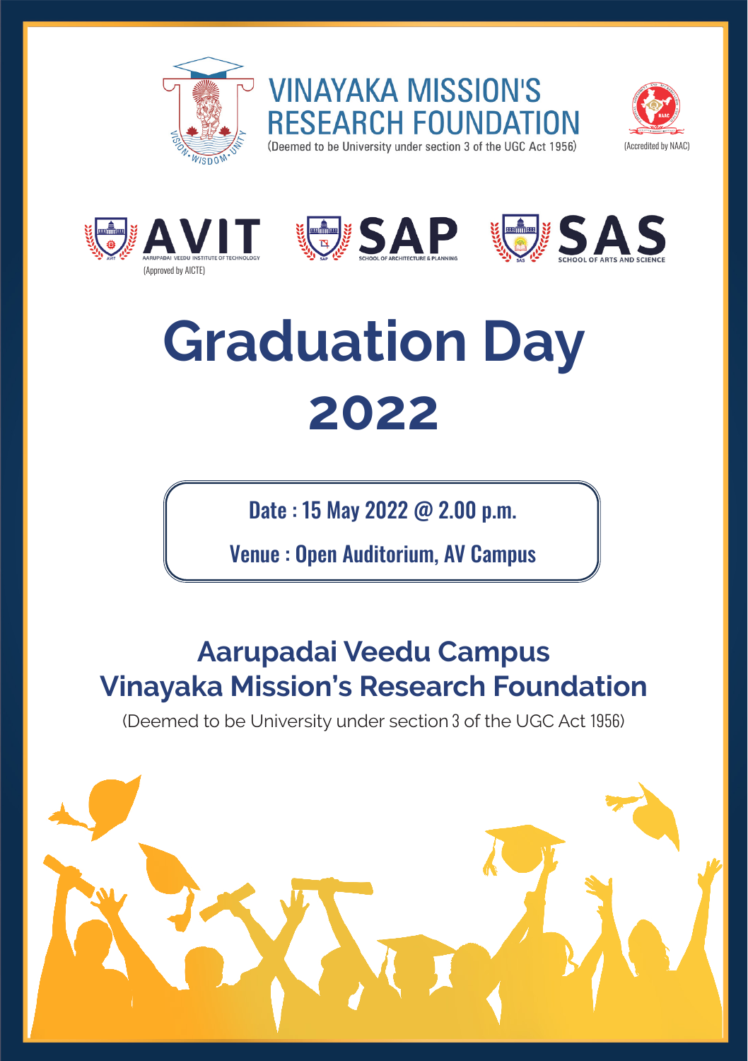VINAYAKA MISSION'S RESEARCH FOUNDATION

(Deemed to be University under section 3 of the UGC Act 1956)

(Accredited by NAAC)

AVIT
AARUPADAI VEEDU INSTITUTE OF TECHNOLOGY
(Approved by AICTE)

SAP
SCHOOL OF ARCHITECTURE & PLANNING

SAS
SCHOOL OF ARTS AND SCIENCE

# Graduation Day 2022

Date : 15 May 2022 @ 2.00 p.m.

Venue : Open Auditorium, AV Campus

## Aarupadai Veedu Campus
## Vinayaka Mission's Research Foundation

(Deemed to be University under section 3 of the UGC Act 1956)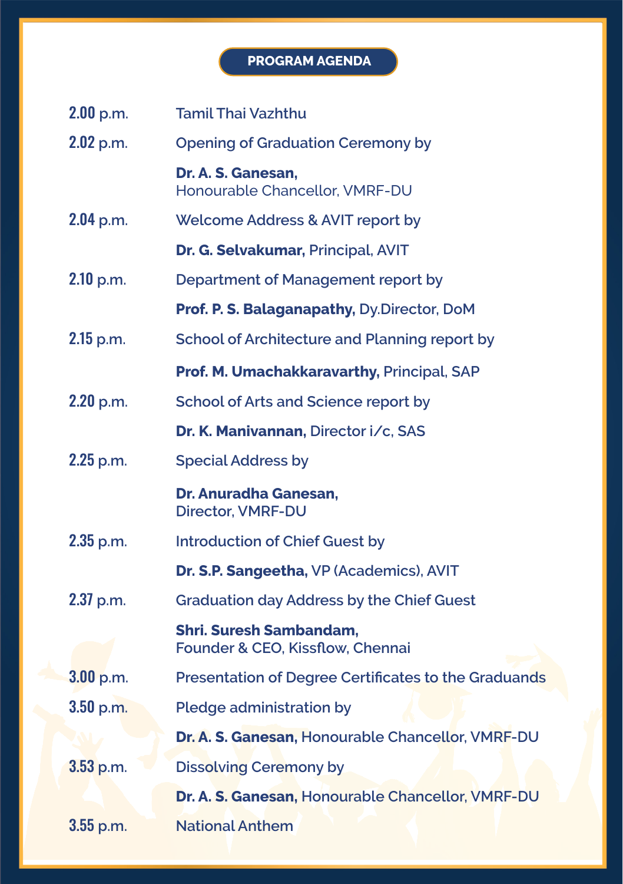## PROGRAM AGENDA

| Time | Programme |
|---|---|
| **2.00** p.m. | Tamil Thai Vazhthu |
| **2.02** p.m. | Opening of Graduation Ceremony by |
| | **Dr. A. S. Ganesan,** Honourable Chancellor, VMRF-DU |
| **2.04** p.m. | Welcome Address & AVIT report by |
| | **Dr. G. Selvakumar,** Principal, AVIT |
| **2.10** p.m. | Department of Management report by |
| | **Prof. P. S. Balaganapathy,** Dy.Director, DoM |
| **2.15** p.m. | School of Architecture and Planning report by |
| | **Prof. M. Umachakkaravarthy,** Principal, SAP |
| **2.20** p.m. | School of Arts and Science report by |
| | **Dr. K. Manivannan,** Director i/c, SAS |
| **2.25** p.m. | Special Address by |
| | **Dr. Anuradha Ganesan,** Director, VMRF-DU |
| **2.35** p.m. | Introduction of Chief Guest by |
| | **Dr. S.P. Sangeetha,** VP (Academics), AVIT |
| **2.37** p.m. | Graduation day Address by the Chief Guest |
| | **Shri. Suresh Sambandam,** Founder & CEO, Kissflow, Chennai |
| **3.00** p.m. | Presentation of Degree Certificates to the Graduands |
| **3.50** p.m. | Pledge administration by |
| | **Dr. A. S. Ganesan,** Honourable Chancellor, VMRF-DU |
| **3.53** p.m. | Dissolving Ceremony by |
| | **Dr. A. S. Ganesan,** Honourable Chancellor, VMRF-DU |
| **3.55** p.m. | National Anthem |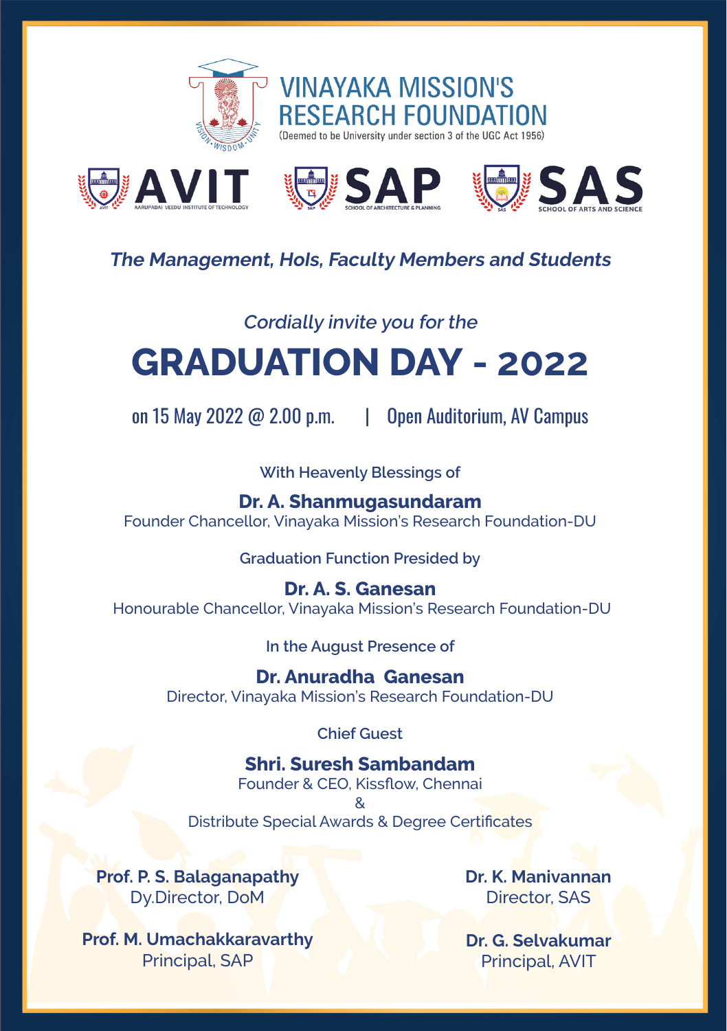# VINAYAKA MISSION'S RESEARCH FOUNDATION

(Deemed to be University under section 3 of the UGC Act 1956)

VISION • WISDOM • UNITY

**AVIT** AARUPADAI VEEDU INSTITUTE OF TECHNOLOGY | **SAP** SCHOOL OF ARCHITECTURE & PLANNING | **SAS** SCHOOL OF ARTS AND SCIENCE

***The Management, HoIs, Faculty Members and Students***

*Cordially invite you for the*

# GRADUATION DAY - 2022

on 15 May 2022 @ 2.00 p.m. | Open Auditorium, AV Campus

With Heavenly Blessings of

**Dr. A. Shanmugasundaram**
Founder Chancellor, Vinayaka Mission's Research Foundation-DU

Graduation Function Presided by

**Dr. A. S. Ganesan**
Honourable Chancellor, Vinayaka Mission's Research Foundation-DU

In the August Presence of

**Dr. Anuradha Ganesan**
Director, Vinayaka Mission's Research Foundation-DU

Chief Guest

**Shri. Suresh Sambandam**
Founder & CEO, Kissflow, Chennai
&
Distribute Special Awards & Degree Certificates

**Prof. P. S. Balaganapathy**
Dy.Director, DoM

**Dr. K. Manivannan**
Director, SAS

**Prof. M. Umachakkaravarthy**
Principal, SAP

**Dr. G. Selvakumar**
Principal, AVIT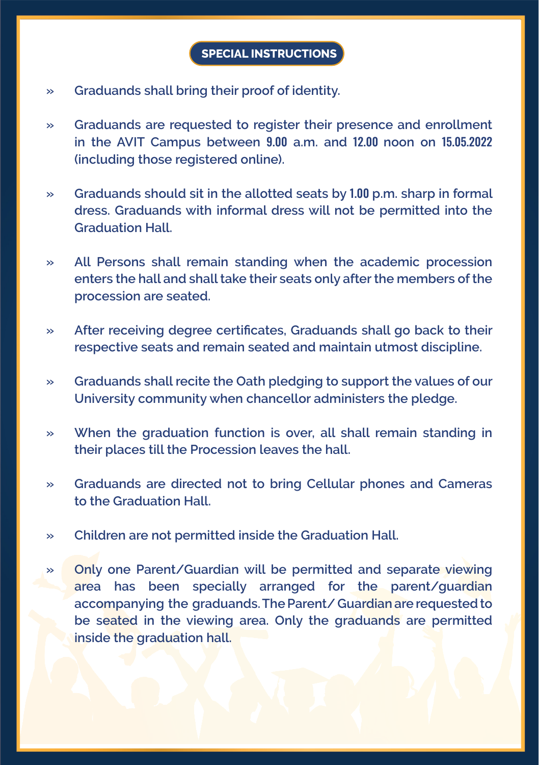## SPECIAL INSTRUCTIONS

- Graduands shall bring their proof of identity.
- Graduands are requested to register their presence and enrollment in the AVIT Campus between 9.00 a.m. and 12.00 noon on 15.05.2022 (including those registered online).
- Graduands should sit in the allotted seats by 1.00 p.m. sharp in formal dress. Graduands with informal dress will not be permitted into the Graduation Hall.
- All Persons shall remain standing when the academic procession enters the hall and shall take their seats only after the members of the procession are seated.
- After receiving degree certificates, Graduands shall go back to their respective seats and remain seated and maintain utmost discipline.
- Graduands shall recite the Oath pledging to support the values of our University community when chancellor administers the pledge.
- When the graduation function is over, all shall remain standing in their places till the Procession leaves the hall.
- Graduands are directed not to bring Cellular phones and Cameras to the Graduation Hall.
- Children are not permitted inside the Graduation Hall.
- Only one Parent/Guardian will be permitted and separate viewing area has been specially arranged for the parent/guardian accompanying the graduands. The Parent/ Guardian are requested to be seated in the viewing area. Only the graduands are permitted inside the graduation hall.